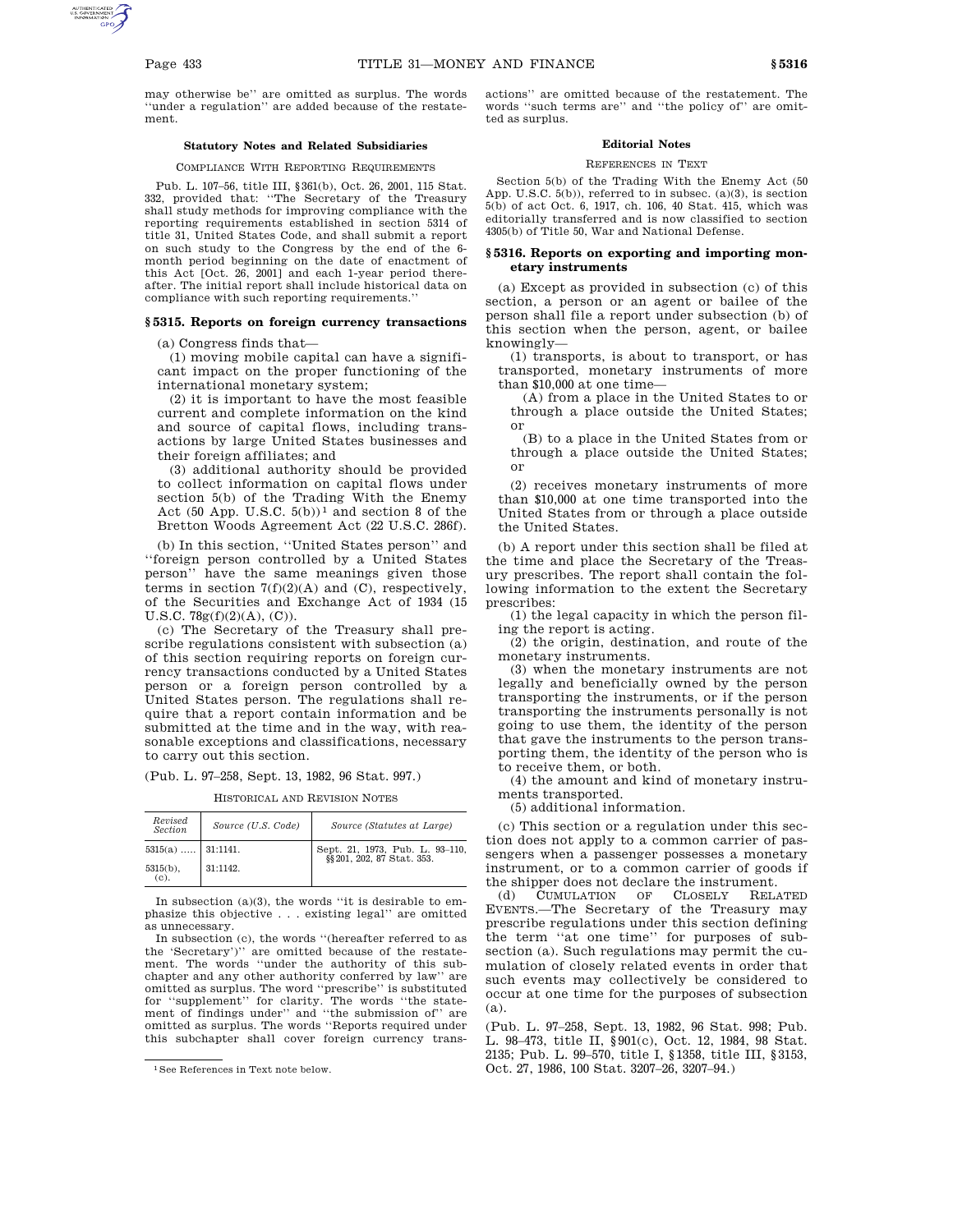may otherwise be'' are omitted as surplus. The words ''under a regulation'' are added because of the restatement.

**Statutory Notes and Related Subsidiaries**

COMPLIANCE WITH REPORTING REQUIREMENTS

Pub. L. 107–56, title III, §361(b), Oct. 26, 2001, 115 Stat. 332, provided that: ''The Secretary of the Treasury shall study methods for improving compliance with the reporting requirements established in section 5314 of title 31, United States Code, and shall submit a report on such study to the Congress by the end of the 6-month period beginning on the date of enactment of this Act [Oct. 26, 2001] and each 1-year period thereafter. The initial report shall include historical data on compliance with such reporting requirements.''

## §5315. Reports on foreign currency transactions

(a) Congress finds that—

(1) moving mobile capital can have a significant impact on the proper functioning of the international monetary system;

(2) it is important to have the most feasible current and complete information on the kind and source of capital flows, including transactions by large United States businesses and their foreign affiliates; and

(3) additional authority should be provided to collect information on capital flows under section 5(b) of the Trading With the Enemy Act (50 App. U.S.C. 5(b))[1] and section 8 of the Bretton Woods Agreement Act (22 U.S.C. 286f).

(b) In this section, ''United States person'' and ''foreign person controlled by a United States person'' have the same meanings given those terms in section 7(f)(2)(A) and (C), respectively, of the Securities and Exchange Act of 1934 (15 U.S.C. 78g(f)(2)(A), (C)).

(c) The Secretary of the Treasury shall prescribe regulations consistent with subsection (a) of this section requiring reports on foreign currency transactions conducted by a United States person or a foreign person controlled by a United States person. The regulations shall require that a report contain information and be submitted at the time and in the way, with reasonable exceptions and classifications, necessary to carry out this section.

(Pub. L. 97–258, Sept. 13, 1982, 96 Stat. 997.)

HISTORICAL AND REVISION NOTES

| Revised Section | Source (U.S. Code) | Source (Statutes at Large) |
|---|---|---|
| 5315(a) ..... | 31:1141. | Sept. 21, 1973, Pub. L. 93–110, §§201, 202, 87 Stat. 353. |
| 5315(b), (c). | 31:1142. | |

In subsection (a)(3), the words ''it is desirable to emphasize this objective . . . existing legal'' are omitted as unnecessary.

In subsection (c), the words ''(hereafter referred to as the 'Secretary')'' are omitted because of the restatement. The words ''under the authority of this subchapter and any other authority conferred by law'' are omitted as surplus. The word ''prescribe'' is substituted for ''supplement'' for clarity. The words ''the statement of findings under'' and ''the submission of'' are omitted as surplus. The words ''Reports required under this subchapter shall cover foreign currency transactions'' are omitted because of the restatement. The words ''such terms are'' and ''the policy of'' are omitted as surplus.

[1] See References in Text note below.

**Editorial Notes**

REFERENCES IN TEXT

Section 5(b) of the Trading With the Enemy Act (50 App. U.S.C. 5(b)), referred to in subsec. (a)(3), is section 5(b) of act Oct. 6, 1917, ch. 106, 40 Stat. 415, which was editorially transferred and is now classified to section 4305(b) of Title 50, War and National Defense.

## §5316. Reports on exporting and importing monetary instruments

(a) Except as provided in subsection (c) of this section, a person or an agent or bailee of the person shall file a report under subsection (b) of this section when the person, agent, or bailee knowingly—

(1) transports, is about to transport, or has transported, monetary instruments of more than $10,000 at one time—

(A) from a place in the United States to or through a place outside the United States; or

(B) to a place in the United States from or through a place outside the United States; or

(2) receives monetary instruments of more than $10,000 at one time transported into the United States from or through a place outside the United States.

(b) A report under this section shall be filed at the time and place the Secretary of the Treasury prescribes. The report shall contain the following information to the extent the Secretary prescribes:

(1) the legal capacity in which the person filing the report is acting.

(2) the origin, destination, and route of the monetary instruments.

(3) when the monetary instruments are not legally and beneficially owned by the person transporting the instruments, or if the person transporting the instruments personally is not going to use them, the identity of the person that gave the instruments to the person transporting them, the identity of the person who is to receive them, or both.

(4) the amount and kind of monetary instruments transported.

(5) additional information.

(c) This section or a regulation under this section does not apply to a common carrier of passengers when a passenger possesses a monetary instrument, or to a common carrier of goods if the shipper does not declare the instrument.

(d) CUMULATION OF CLOSELY RELATED EVENTS.—The Secretary of the Treasury may prescribe regulations under this section defining the term ''at one time'' for purposes of subsection (a). Such regulations may permit the cumulation of closely related events in order that such events may collectively be considered to occur at one time for the purposes of subsection (a).

(Pub. L. 97–258, Sept. 13, 1982, 96 Stat. 998; Pub. L. 98–473, title II, §901(c), Oct. 12, 1984, 98 Stat. 2135; Pub. L. 99–570, title I, §1358, title III, §3153, Oct. 27, 1986, 100 Stat. 3207–26, 3207–94.)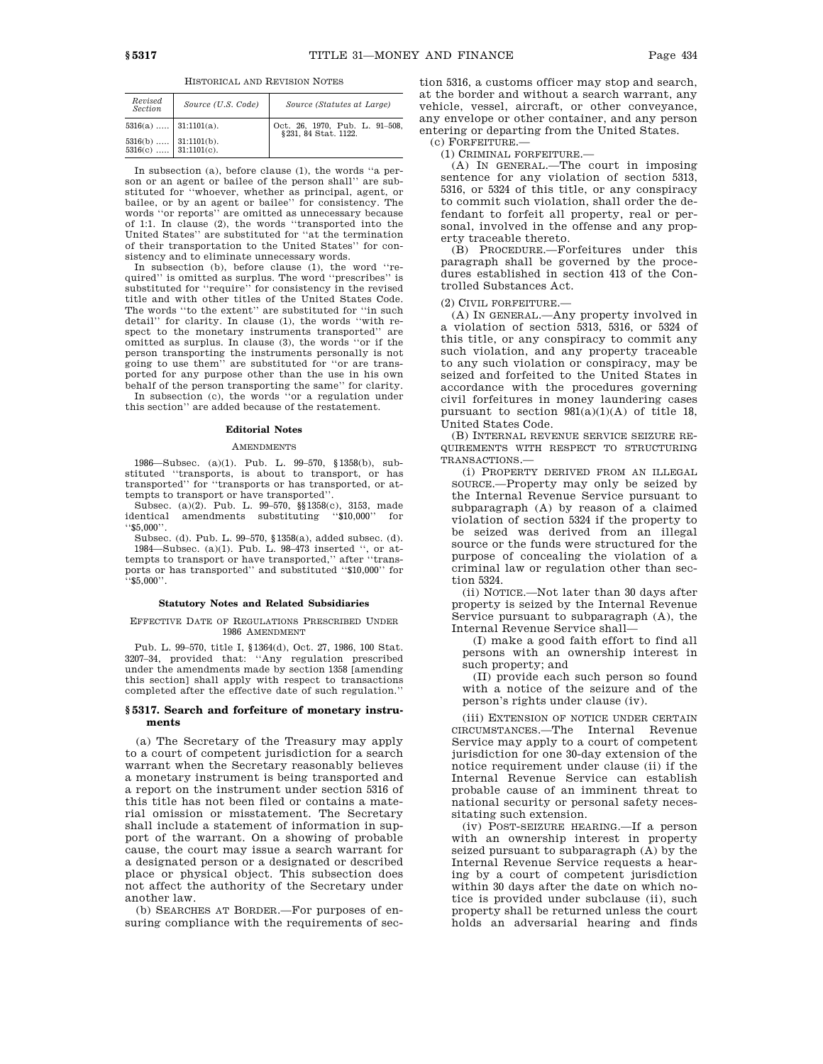HISTORICAL AND REVISION NOTES

| Revised Section | Source (U.S. Code) | Source (Statutes at Large) |
| --- | --- | --- |
| 5316(a) ….. | 31:1101(a). | Oct. 26, 1970, Pub. L. 91–508, §231, 84 Stat. 1122. |
| 5316(b) ….. | 31:1101(b). | |
| 5316(c) ….. | 31:1101(c). | |

In subsection (a), before clause (1), the words "a person or an agent or bailee of the person shall" are substituted for "whoever, whether as principal, agent, or bailee, or by an agent or bailee" for consistency. The words "or reports" are omitted as unnecessary because of 1:1. In clause (2), the words "transported into the United States" are substituted for "at the termination of their transportation to the United States" for consistency and to eliminate unnecessary words.

In subsection (b), before clause (1), the word "required" is omitted as surplus. The word "prescribes" is substituted for "require" for consistency in the revised title and with other titles of the United States Code. The words "to the extent" are substituted for "in such detail" for clarity. In clause (1), the words "with respect to the monetary instruments transported" are omitted as surplus. In clause (3), the words "or if the person transporting the instruments personally is not going to use them" are substituted for "or are transported for any purpose other than the use in his own behalf of the person transporting the same" for clarity.

In subsection (c), the words "or a regulation under this section" are added because of the restatement.

**Editorial Notes**

AMENDMENTS

1986—Subsec. (a)(1). Pub. L. 99–570, §1358(b), substituted "transports, is about to transport, or has transported" for "transports or has transported, or attempts to transport or have transported".

Subsec. (a)(2). Pub. L. 99–570, §§1358(c), 3153, made identical amendments substituting "$10,000" for "$5,000".

Subsec. (d). Pub. L. 99–570, §1358(a), added subsec. (d).

1984—Subsec. (a)(1). Pub. L. 98–473 inserted ", or attempts to transport or have transported," after "transports or has transported" and substituted "$10,000" for "$5,000".

**Statutory Notes and Related Subsidiaries**

EFFECTIVE DATE OF REGULATIONS PRESCRIBED UNDER 1986 AMENDMENT

Pub. L. 99–570, title I, §1364(d), Oct. 27, 1986, 100 Stat. 3207–34, provided that: "Any regulation prescribed under the amendments made by section 1358 [amending this section] shall apply with respect to transactions completed after the effective date of such regulation."

### §5317. Search and forfeiture of monetary instruments

(a) The Secretary of the Treasury may apply to a court of competent jurisdiction for a search warrant when the Secretary reasonably believes a monetary instrument is being transported and a report on the instrument under section 5316 of this title has not been filed or contains a material omission or misstatement. The Secretary shall include a statement of information in support of the warrant. On a showing of probable cause, the court may issue a search warrant for a designated person or a designated or described place or physical object. This subsection does not affect the authority of the Secretary under another law.

(b) SEARCHES AT BORDER.—For purposes of ensuring compliance with the requirements of section 5316, a customs officer may stop and search, at the border and without a search warrant, any vehicle, vessel, aircraft, or other conveyance, any envelope or other container, and any person entering or departing from the United States.

(c) FORFEITURE.—

(1) CRIMINAL FORFEITURE.—

(A) IN GENERAL.—The court in imposing sentence for any violation of section 5313, 5316, or 5324 of this title, or any conspiracy to commit such violation, shall order the defendant to forfeit all property, real or personal, involved in the offense and any property traceable thereto.

(B) PROCEDURE.—Forfeitures under this paragraph shall be governed by the procedures established in section 413 of the Controlled Substances Act.

(2) CIVIL FORFEITURE.—

(A) IN GENERAL.—Any property involved in a violation of section 5313, 5316, or 5324 of this title, or any conspiracy to commit any such violation, and any property traceable to any such violation or conspiracy, may be seized and forfeited to the United States in accordance with the procedures governing civil forfeitures in money laundering cases pursuant to section 981(a)(1)(A) of title 18, United States Code.

(B) INTERNAL REVENUE SERVICE SEIZURE REQUIREMENTS WITH RESPECT TO STRUCTURING TRANSACTIONS.—

(i) PROPERTY DERIVED FROM AN ILLEGAL SOURCE.—Property may only be seized by the Internal Revenue Service pursuant to subparagraph (A) by reason of a claimed violation of section 5324 if the property to be seized was derived from an illegal source or the funds were structured for the purpose of concealing the violation of a criminal law or regulation other than section 5324.

(ii) NOTICE.—Not later than 30 days after property is seized by the Internal Revenue Service pursuant to subparagraph (A), the Internal Revenue Service shall—

(I) make a good faith effort to find all persons with an ownership interest in such property; and

(II) provide each such person so found with a notice of the seizure and of the person's rights under clause (iv).

(iii) EXTENSION OF NOTICE UNDER CERTAIN CIRCUMSTANCES.—The Internal Revenue Service may apply to a court of competent jurisdiction for one 30-day extension of the notice requirement under clause (ii) if the Internal Revenue Service can establish probable cause of an imminent threat to national security or personal safety necessitating such extension.

(iv) POST-SEIZURE HEARING.—If a person with an ownership interest in property seized pursuant to subparagraph (A) by the Internal Revenue Service requests a hearing by a court of competent jurisdiction within 30 days after the date on which notice is provided under subclause (ii), such property shall be returned unless the court holds an adversarial hearing and finds